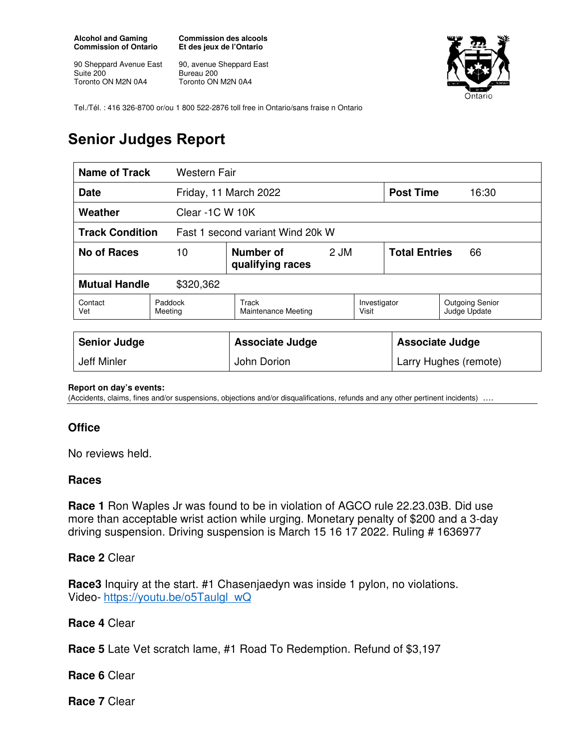**Alcohol and Gaming Commission of Ontario**

90 Sheppard Avenue East
Suite 200
Toronto ON M2N 0A4

**Commission des alcools Et des jeux de l'Ontario**

90, avenue Sheppard East
Bureau 200
Toronto ON M2N 0A4

Tel./Tél. : 416 326-8700 or/ou 1 800 522-2876 toll free in Ontario/sans fraise n Ontario

# Senior Judges Report

| **Name of Track** | Western Fair | | | | |
|---|---|---|---|---|---|
| **Date** | Friday, 11 March 2022 | | | **Post Time** | 16:30 |
| **Weather** | Clear -1C W 10K | | | | |
| **Track Condition** | Fast 1 second variant Wind 20k W | | | | |
| **No of Races** | 10 | **Number of qualifying races** | 2 JM | **Total Entries** | 66 |
| **Mutual Handle** | $320,362 | | | | |
| Contact Vet | Paddock Meeting | Track Maintenance Meeting | Investigator Visit | Outgoing Senior Judge Update | |

| **Senior Judge** | **Associate Judge** | **Associate Judge** |
|---|---|---|
| Jeff Minler | John Dorion | Larry Hughes (remote) |

**Report on day's events:**
(Accidents, claims, fines and/or suspensions, objections and/or disqualifications, refunds and any other pertinent incidents) ….

### Office

No reviews held.

### Races

**Race 1** Ron Waples Jr was found to be in violation of AGCO rule 22.23.03B. Did use more than acceptable wrist action while urging. Monetary penalty of $200 and a 3-day driving suspension. Driving suspension is March 15 16 17 2022. Ruling # 1636977

**Race 2** Clear

**Race3** Inquiry at the start. #1 Chasenjaedyn was inside 1 pylon, no violations.
Video- https://youtu.be/o5Taulgl_wQ

**Race 4** Clear

**Race 5** Late Vet scratch lame, #1 Road To Redemption. Refund of $3,197

**Race 6** Clear

**Race 7** Clear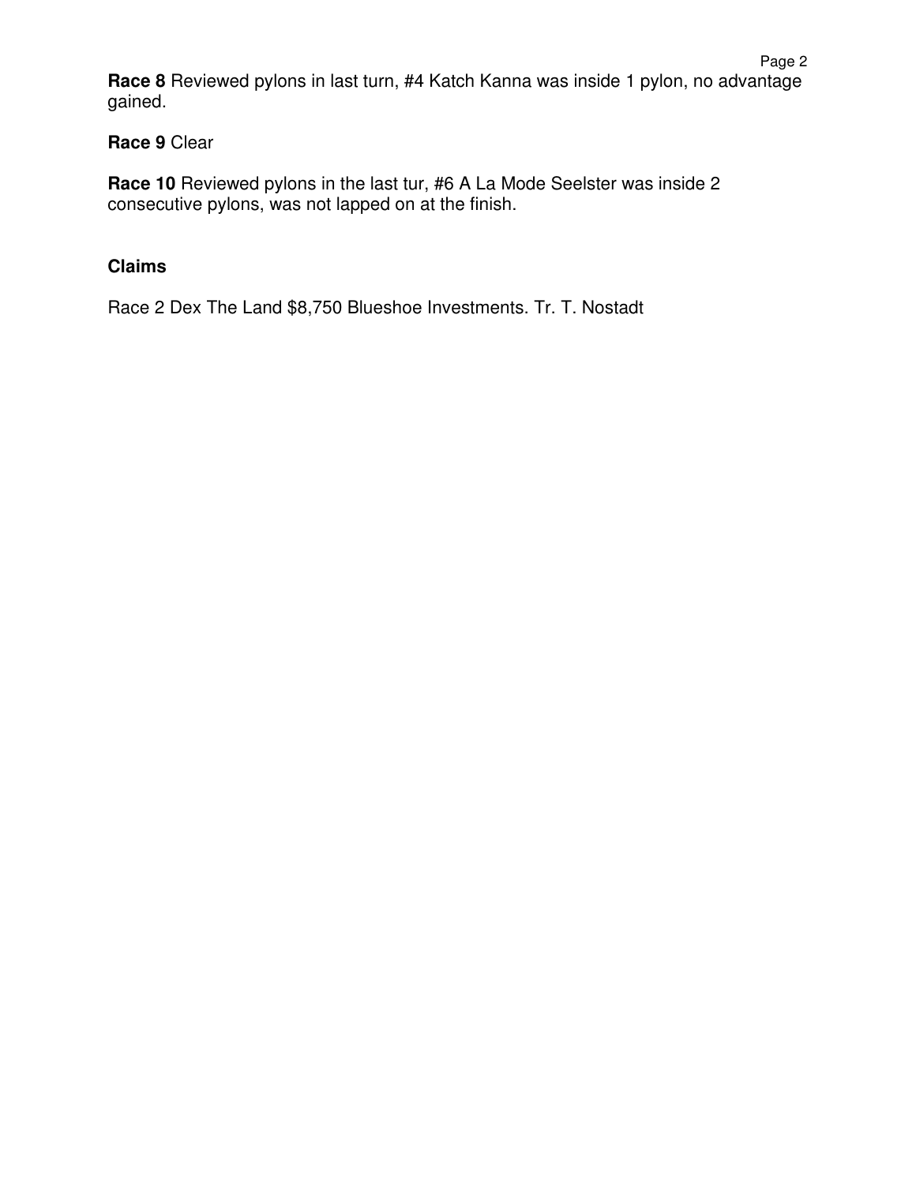**Race 8** Reviewed pylons in last turn, #4 Katch Kanna was inside 1 pylon, no advantage gained.

**Race 9** Clear

**Race 10** Reviewed pylons in the last tur, #6 A La Mode Seelster was inside 2 consecutive pylons, was not lapped on at the finish.

**Claims**

Race 2 Dex The Land $8,750 Blueshoe Investments. Tr. T. Nostadt